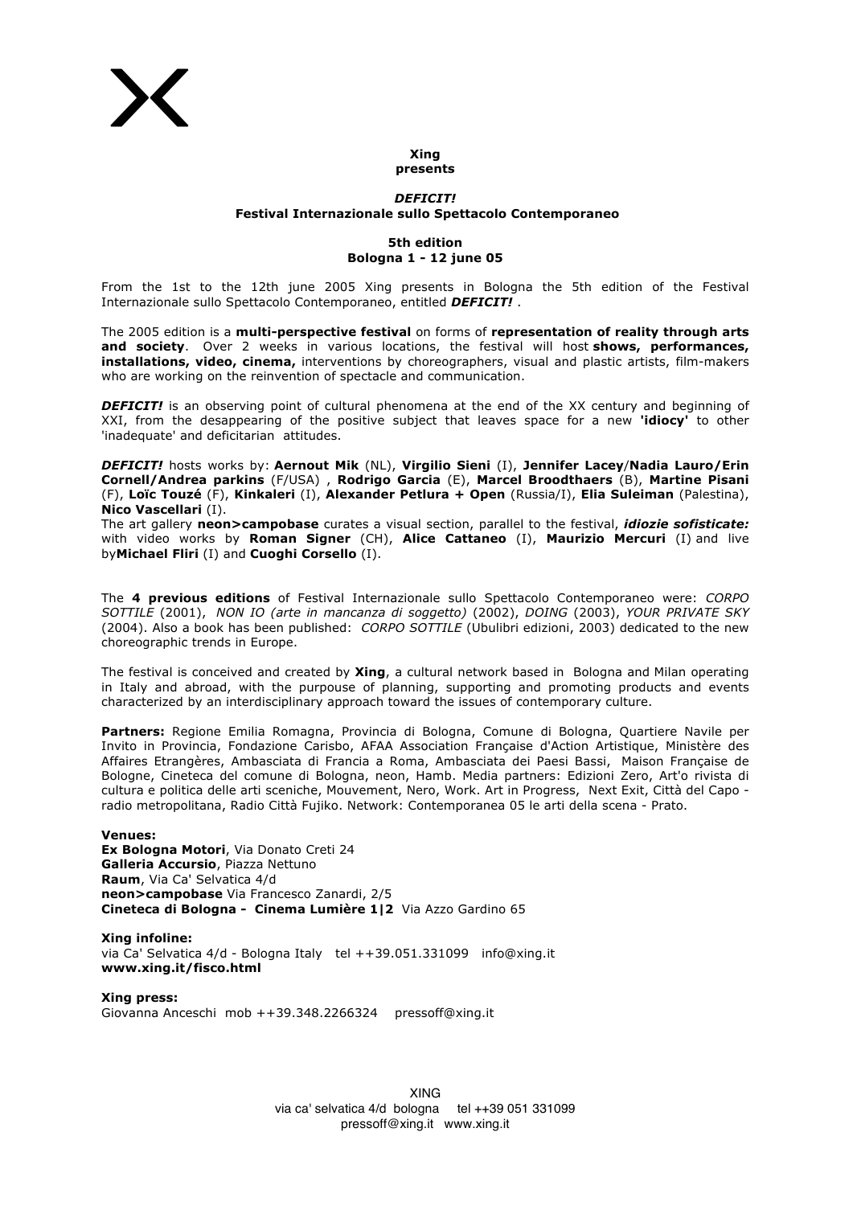**Xing**
**presents**

***DEFICIT!***
**Festival Internazionale sullo Spettacolo Contemporaneo**

**5th edition**
**Bologna 1 - 12 june 05**

From the 1st to the 12th june 2005 Xing presents in Bologna the 5th edition of the Festival Internazionale sullo Spettacolo Contemporaneo, entitled ***DEFICIT!*** .

The 2005 edition is a **multi-perspective festival** on forms of **representation of reality through arts and society**. Over 2 weeks in various locations, the festival will host **shows, performances, installations, video, cinema,** interventions by choreographers, visual and plastic artists, film-makers who are working on the reinvention of spectacle and communication.

***DEFICIT!*** is an observing point of cultural phenomena at the end of the XX century and beginning of XXI, from the desappearing of the positive subject that leaves space for a new **'idiocy'** to other 'inadequate' and deficitarian attitudes.

***DEFICIT!*** hosts works by: **Aernout Mik** (NL), **Virgilio Sieni** (I), **Jennifer Lacey**/**Nadia Lauro/Erin Cornell/Andrea parkins** (F/USA) , **Rodrigo Garcia** (E), **Marcel Broodthaers** (B), **Martine Pisani** (F), **Loïc Touzé** (F), **Kinkaleri** (I), **Alexander Petlura + Open** (Russia/I), **Elia Suleiman** (Palestina), **Nico Vascellari** (I).
The art gallery **neon>campobase** curates a visual section, parallel to the festival, ***idiozie sofisticate:*** with video works by **Roman Signer** (CH), **Alice Cattaneo** (I), **Maurizio Mercuri** (I) and live by**Michael Fliri** (I) and **Cuoghi Corsello** (I).

The **4 previous editions** of Festival Internazionale sullo Spettacolo Contemporaneo were: *CORPO SOTTILE* (2001), *NON IO (arte in mancanza di soggetto)* (2002), *DOING* (2003), *YOUR PRIVATE SKY* (2004). Also a book has been published: *CORPO SOTTILE* (Ubulibri edizioni, 2003) dedicated to the new choreographic trends in Europe.

The festival is conceived and created by **Xing**, a cultural network based in Bologna and Milan operating in Italy and abroad, with the purpouse of planning, supporting and promoting products and events characterized by an interdisciplinary approach toward the issues of contemporary culture.

**Partners:** Regione Emilia Romagna, Provincia di Bologna, Comune di Bologna, Quartiere Navile per Invito in Provincia, Fondazione Carisbo, AFAA Association Française d'Action Artistique, Ministère des Affaires Etrangères, Ambasciata di Francia a Roma, Ambasciata dei Paesi Bassi, Maison Française de Bologne, Cineteca del comune di Bologna, neon, Hamb. Media partners: Edizioni Zero, Art'o rivista di cultura e politica delle arti sceniche, Mouvement, Nero, Work. Art in Progress, Next Exit, Città del Capo - radio metropolitana, Radio Città Fujiko. Network: Contemporanea 05 le arti della scena - Prato.

**Venues:**
**Ex Bologna Motori**, Via Donato Creti 24
**Galleria Accursio**, Piazza Nettuno
**Raum**, Via Ca' Selvatica 4/d
**neon>campobase** Via Francesco Zanardi, 2/5
**Cineteca di Bologna - Cinema Lumière 1|2** Via Azzo Gardino 65

**Xing infoline:**
via Ca' Selvatica 4/d - Bologna Italy tel ++39.051.331099 info@xing.it
**www.xing.it/fisco.html**

**Xing press:**
Giovanna Anceschi mob ++39.348.2266324 pressoff@xing.it

XING
via ca' selvatica 4/d bologna tel ++39 051 331099
pressoff@xing.it www.xing.it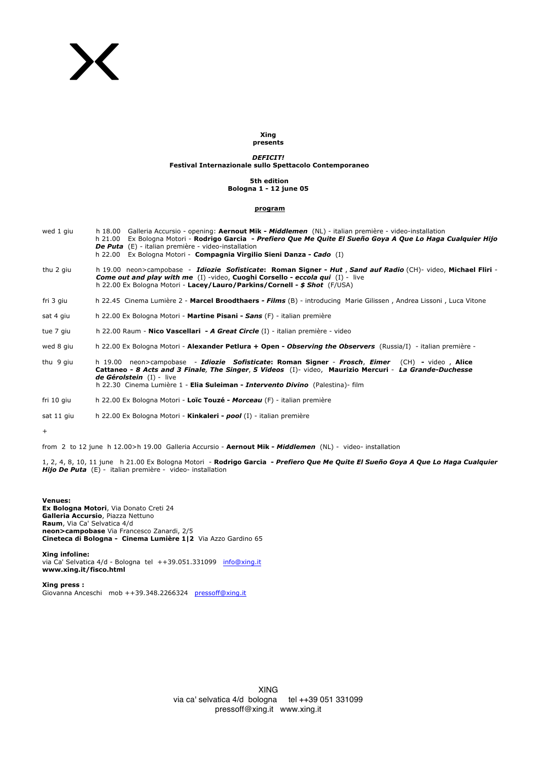**Xing**
**presents**

***DEFICIT!***
**Festival Internazionale sullo Spettacolo Contemporaneo**

**5th edition**
**Bologna 1 - 12 june 05**

**program**

wed 1 giu
h 18.00 Galleria Accursio - opening: **Aernout Mik - *Middlemen*** (NL) - italian première - video-installation
h 21.00 Ex Bologna Motori - **Rodrigo Garcia - *Prefiero Que Me Quite El Sueño Goya A Que Lo Haga Cualquier Hijo De Puta*** (E) - italian première - video-installation
h 22.00 Ex Bologna Motori - **Compagnia Virgilio Sieni Danza - *Cado*** (I)

thu 2 giu
h 19.00 neon>campobase - ***Idiozie Sofisticate*: Roman Signer - *Hut* , *Sand auf Radio*** (CH)- video, **Michael Fliri - *Come out and play with me*** (I) -video, **Cuoghi Corsello - *eccola qui*** (I) - live
h 22.00 Ex Bologna Motori - **Lacey/Lauro/Parkins/Cornell - *$ Shot*** (F/USA)

fri 3 giu
h 22.45 Cinema Lumière 2 - **Marcel Broodthaers - *Films*** (B) - introducing Marie Gilissen , Andrea Lissoni , Luca Vitone

sat 4 giu
h 22.00 Ex Bologna Motori - **Martine Pisani - *Sans*** (F) - italian première

tue 7 giu
h 22.00 Raum - **Nico Vascellari - *A Great Circle*** (I) - italian première - video

wed 8 giu
h 22.00 Ex Bologna Motori - **Alexander Petlura + Open - *Observing the Observers*** (Russia/I) - italian première -

thu 9 giu
h 19.00 neon>campobase - ***Idiozie Sofisticate*: Roman Signer - *Frosch*, *Eimer*** (CH) **-** video , **Alice Cattaneo - *8 Acts and 3 Finale*, *The Singer*, *5 Videos*** (I)- video, **Maurizio Mercuri - *La Grande-Duchesse de Gérolstein*** (I) - live
h 22.30 Cinema Lumière 1 - **Elia Suleiman - *Intervento Divino*** (Palestina)- film

fri 10 giu
h 22.00 Ex Bologna Motori - **Loïc Touzé - *Morceau*** (F) - italian première

sat 11 giu
h 22.00 Ex Bologna Motori - **Kinkaleri - *pool*** (I) - italian première

+

from 2 to 12 june h 12.00>h 19.00 Galleria Accursio - **Aernout Mik - *Middlemen*** (NL) - video- installation

1, 2, 4, 8, 10, 11 june h 21.00 Ex Bologna Motori - **Rodrigo Garcia - *Prefiero Que Me Quite El Sueño Goya A Que Lo Haga Cualquier Hijo De Puta*** (E) - italian première - video- installation

**Venues:**
**Ex Bologna Motori**, Via Donato Creti 24
**Galleria Accursio**, Piazza Nettuno
**Raum**, Via Ca' Selvatica 4/d
**neon>campobase** Via Francesco Zanardi, 2/5
**Cineteca di Bologna - Cinema Lumière 1|2** Via Azzo Gardino 65

**Xing infoline:**
via Ca' Selvatica 4/d - Bologna tel ++39.051.331099 info@xing.it
**www.xing.it/fisco.html**

**Xing press :**
Giovanna Anceschi mob ++39.348.2266324 pressoff@xing.it

XING
via ca' selvatica 4/d bologna tel ++39 051 331099
pressoff@xing.it www.xing.it